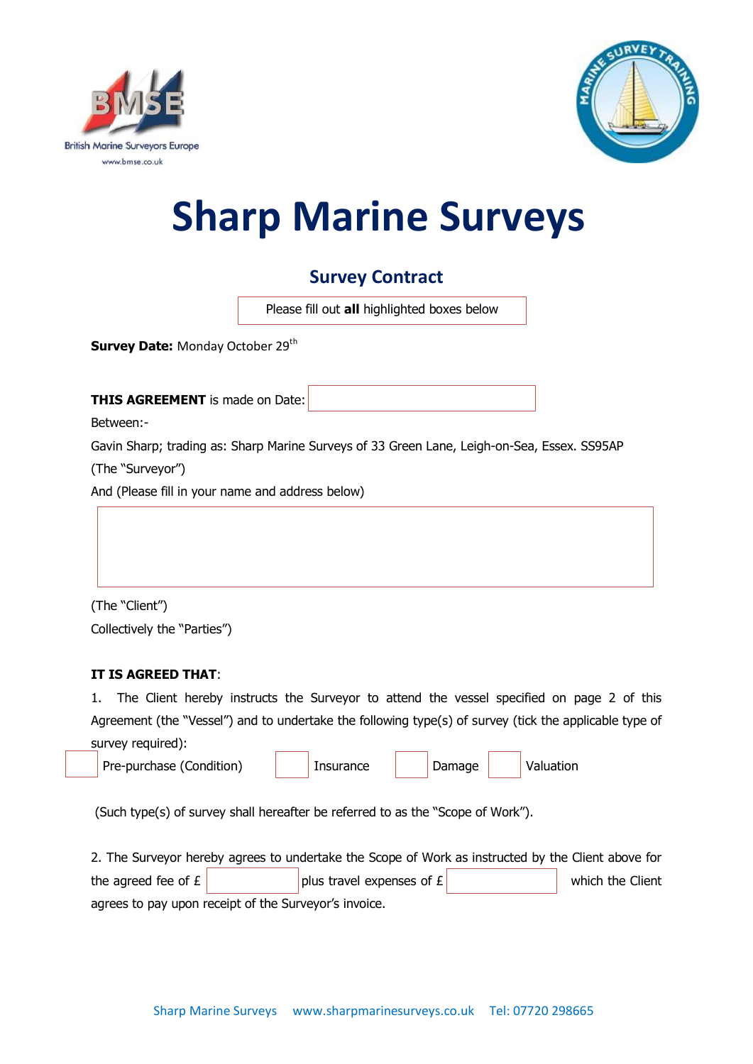BMSE
British Marine Surveyors Europe
www.bmse.co.uk

MARINE SURVEY TRAINING

# Sharp Marine Surveys

## Survey Contract

Please fill out **all** highlighted boxes below

**Survey Date:** Monday October 29th

**THIS AGREEMENT** is made on Date: 

Between:-

Gavin Sharp; trading as: Sharp Marine Surveys of 33 Green Lane, Leigh-on-Sea, Essex. SS95AP

(The "Surveyor")

And (Please fill in your name and address below)

(The "Client")

Collectively the "Parties")

**IT IS AGREED THAT**:

1. The Client hereby instructs the Surveyor to attend the vessel specified on page 2 of this Agreement (the "Vessel") and to undertake the following type(s) of survey (tick the applicable type of survey required):

☐ Pre-purchase (Condition) ☐ Insurance ☐ Damage ☐ Valuation

(Such type(s) of survey shall hereafter be referred to as the "Scope of Work").

2. The Surveyor hereby agrees to undertake the Scope of Work as instructed by the Client above for the agreed fee of £ ______ plus travel expenses of £ ______ which the Client agrees to pay upon receipt of the Surveyor's invoice.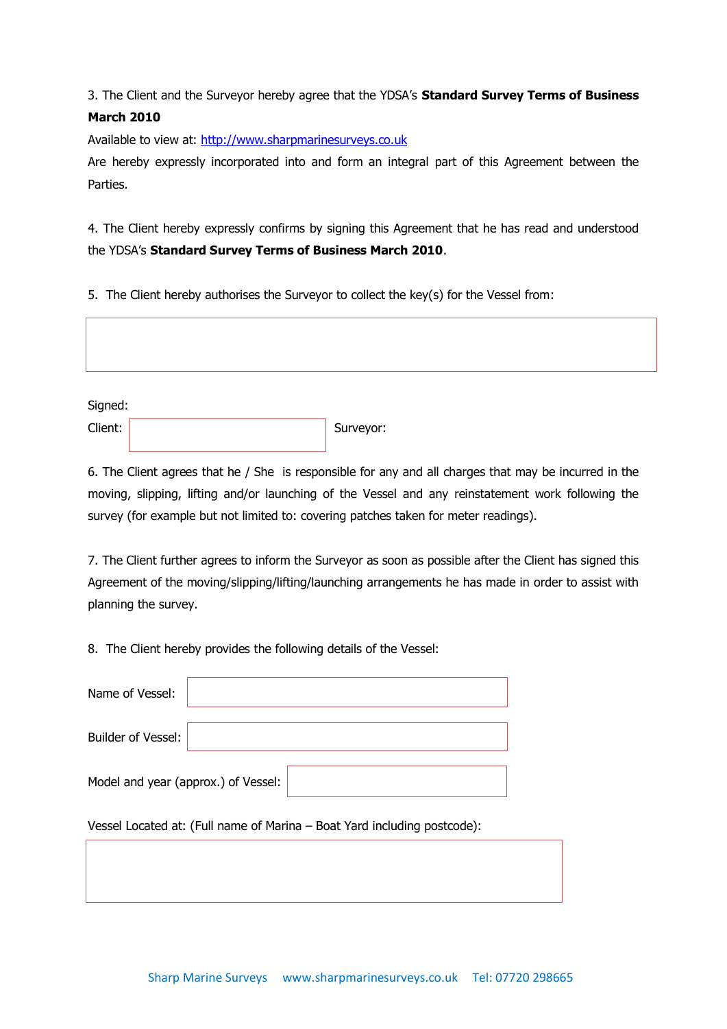3. The Client and the Surveyor hereby agree that the YDSA's **Standard Survey Terms of Business March 2010**

Available to view at: http://www.sharpmarinesurveys.co.uk

Are hereby expressly incorporated into and form an integral part of this Agreement between the Parties.

4. The Client hereby expressly confirms by signing this Agreement that he has read and understood the YDSA's **Standard Survey Terms of Business March 2010**.

5. The Client hereby authorises the Surveyor to collect the key(s) for the Vessel from:

Signed:

Client: Surveyor:

6. The Client agrees that he / She is responsible for any and all charges that may be incurred in the moving, slipping, lifting and/or launching of the Vessel and any reinstatement work following the survey (for example but not limited to: covering patches taken for meter readings).

7. The Client further agrees to inform the Surveyor as soon as possible after the Client has signed this Agreement of the moving/slipping/lifting/launching arrangements he has made in order to assist with planning the survey.

8. The Client hereby provides the following details of the Vessel:

Name of Vessel:

Builder of Vessel:

Model and year (approx.) of Vessel:

Vessel Located at: (Full name of Marina – Boat Yard including postcode):

Sharp Marine Surveys www.sharpmarinesurveys.co.uk Tel: 07720 298665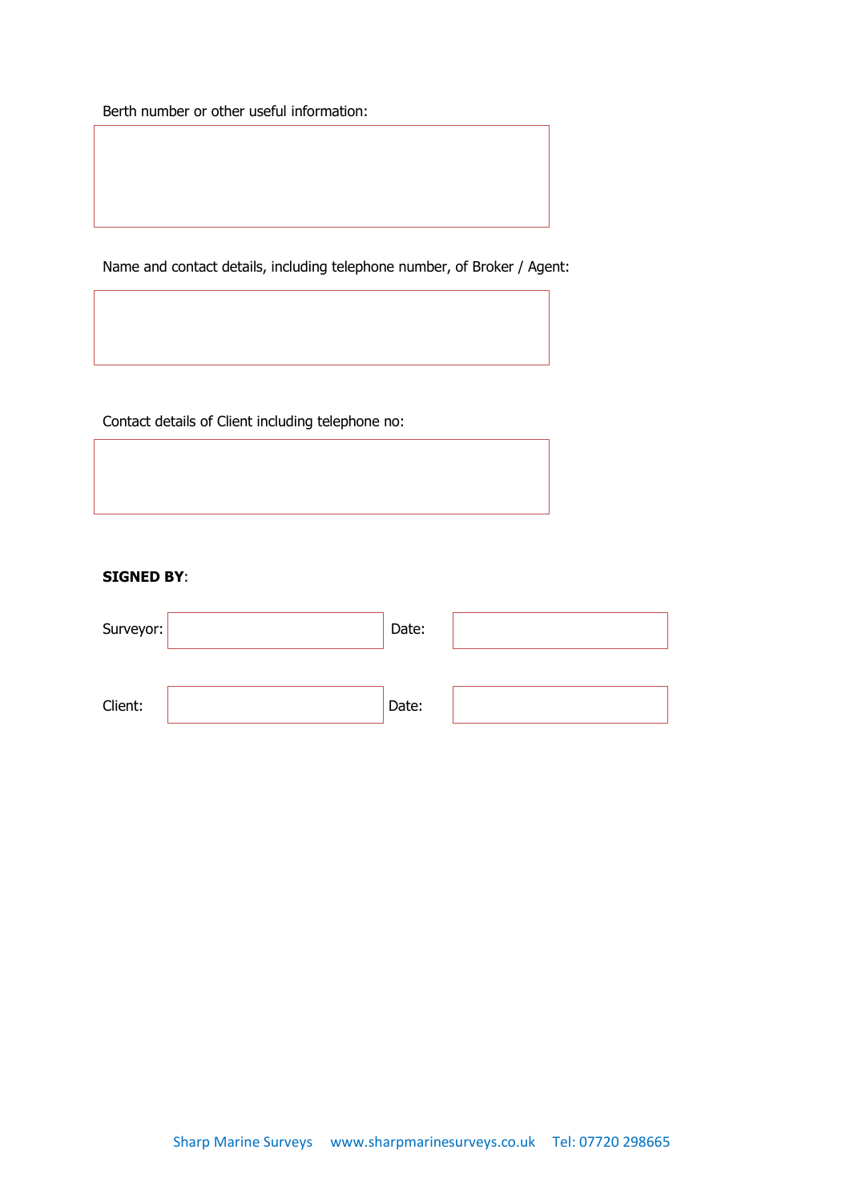Berth number or other useful information:

Name and contact details, including telephone number, of Broker / Agent:

Contact details of Client including telephone no:

**SIGNED BY**:

| | | | |
|---|---|---|---|
| Surveyor: | | Date: | |
| Client: | | Date: | |

Sharp Marine Surveys www.sharpmarinesurveys.co.uk Tel: 07720 298665